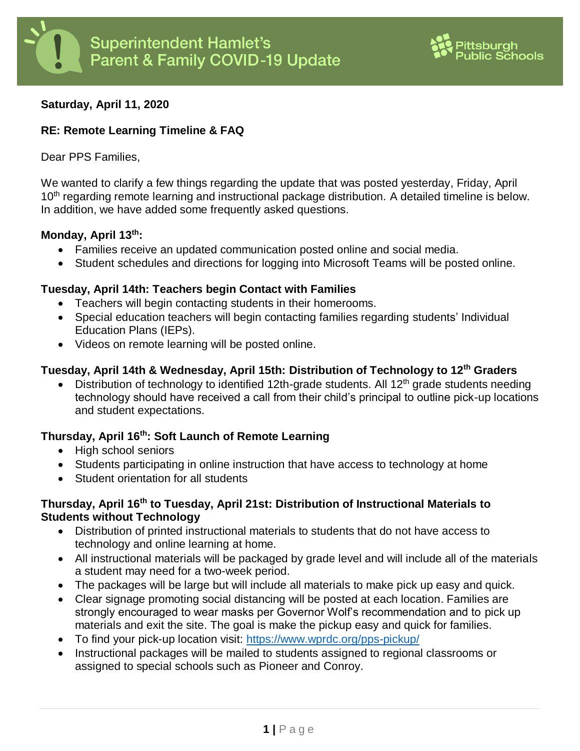# Superintendent Hamlet's Parent & Family COVID-19 Update

Pittsburgh Public Schools

**Saturday, April 11, 2020**

**RE: Remote Learning Timeline & FAQ**

Dear PPS Families,

We wanted to clarify a few things regarding the update that was posted yesterday, Friday, April 10th regarding remote learning and instructional package distribution. A detailed timeline is below. In addition, we have added some frequently asked questions.

**Monday, April 13th:**

- Families receive an updated communication posted online and social media.
- Student schedules and directions for logging into Microsoft Teams will be posted online.

**Tuesday, April 14th: Teachers begin Contact with Families**

- Teachers will begin contacting students in their homerooms.
- Special education teachers will begin contacting families regarding students' Individual Education Plans (IEPs).
- Videos on remote learning will be posted online.

**Tuesday, April 14th & Wednesday, April 15th: Distribution of Technology to 12th Graders**

- Distribution of technology to identified 12th-grade students. All 12th grade students needing technology should have received a call from their child's principal to outline pick-up locations and student expectations.

**Thursday, April 16th: Soft Launch of Remote Learning**

- High school seniors
- Students participating in online instruction that have access to technology at home
- Student orientation for all students

**Thursday, April 16th to Tuesday, April 21st: Distribution of Instructional Materials to Students without Technology**

- Distribution of printed instructional materials to students that do not have access to technology and online learning at home.
- All instructional materials will be packaged by grade level and will include all of the materials a student may need for a two-week period.
- The packages will be large but will include all materials to make pick up easy and quick.
- Clear signage promoting social distancing will be posted at each location. Families are strongly encouraged to wear masks per Governor Wolf's recommendation and to pick up materials and exit the site. The goal is make the pickup easy and quick for families.
- To find your pick-up location visit: https://www.wprdc.org/pps-pickup/
- Instructional packages will be mailed to students assigned to regional classrooms or assigned to special schools such as Pioneer and Conroy.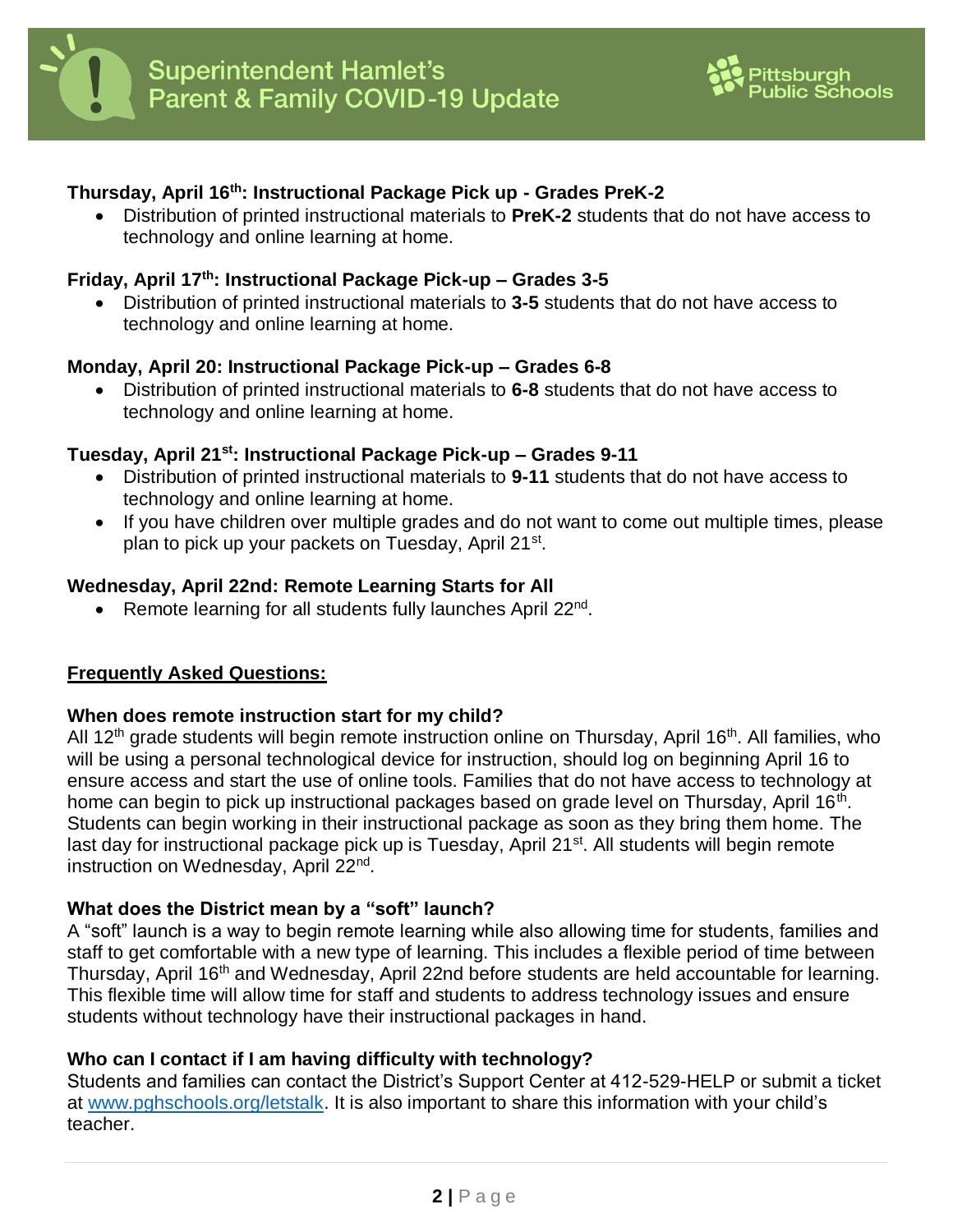**Thursday, April 16th: Instructional Package Pick up - Grades PreK-2**

- Distribution of printed instructional materials to **PreK-2** students that do not have access to technology and online learning at home.

**Friday, April 17th: Instructional Package Pick-up – Grades 3-5**

- Distribution of printed instructional materials to **3-5** students that do not have access to technology and online learning at home.

**Monday, April 20: Instructional Package Pick-up – Grades 6-8**

- Distribution of printed instructional materials to **6-8** students that do not have access to technology and online learning at home.

**Tuesday, April 21st: Instructional Package Pick-up – Grades 9-11**

- Distribution of printed instructional materials to **9-11** students that do not have access to technology and online learning at home.
- If you have children over multiple grades and do not want to come out multiple times, please plan to pick up your packets on Tuesday, April 21st.

**Wednesday, April 22nd: Remote Learning Starts for All**

- Remote learning for all students fully launches April 22nd.

## Frequently Asked Questions:

**When does remote instruction start for my child?**

All 12th grade students will begin remote instruction online on Thursday, April 16th. All families, who will be using a personal technological device for instruction, should log on beginning April 16 to ensure access and start the use of online tools. Families that do not have access to technology at home can begin to pick up instructional packages based on grade level on Thursday, April 16th. Students can begin working in their instructional package as soon as they bring them home. The last day for instructional package pick up is Tuesday, April 21st. All students will begin remote instruction on Wednesday, April 22nd.

**What does the District mean by a "soft" launch?**

A "soft" launch is a way to begin remote learning while also allowing time for students, families and staff to get comfortable with a new type of learning. This includes a flexible period of time between Thursday, April 16th and Wednesday, April 22nd before students are held accountable for learning. This flexible time will allow time for staff and students to address technology issues and ensure students without technology have their instructional packages in hand.

**Who can I contact if I am having difficulty with technology?**

Students and families can contact the District's Support Center at 412-529-HELP or submit a ticket at www.pghschools.org/letstalk. It is also important to share this information with your child's teacher.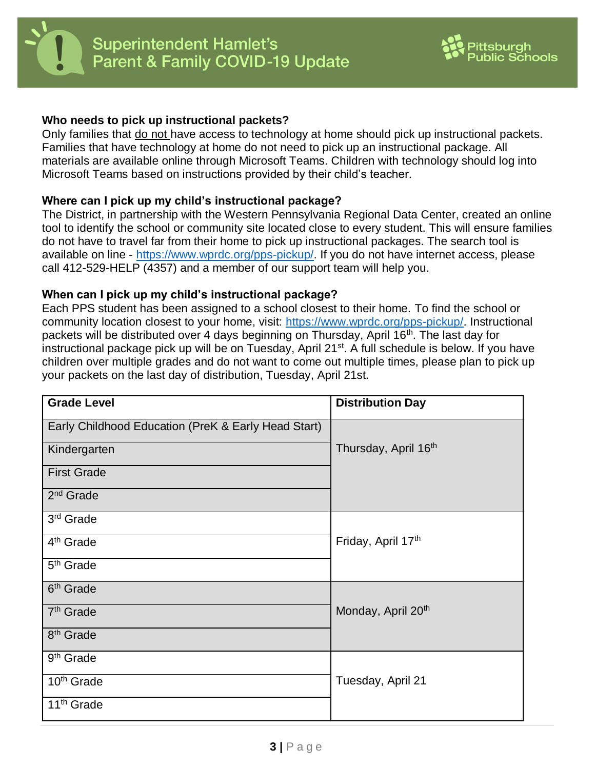### Who needs to pick up instructional packets?

Only families that do not have access to technology at home should pick up instructional packets. Families that have technology at home do not need to pick up an instructional package. All materials are available online through Microsoft Teams. Children with technology should log into Microsoft Teams based on instructions provided by their child's teacher.

### Where can I pick up my child's instructional package?

The District, in partnership with the Western Pennsylvania Regional Data Center, created an online tool to identify the school or community site located close to every student. This will ensure families do not have to travel far from their home to pick up instructional packages. The search tool is available on line - https://www.wprdc.org/pps-pickup/. If you do not have internet access, please call 412-529-HELP (4357) and a member of our support team will help you.

### When can I pick up my child's instructional package?

Each PPS student has been assigned to a school closest to their home. To find the school or community location closest to your home, visit: https://www.wprdc.org/pps-pickup/. Instructional packets will be distributed over 4 days beginning on Thursday, April 16th. The last day for instructional package pick up will be on Tuesday, April 21st. A full schedule is below. If you have children over multiple grades and do not want to come out multiple times, please plan to pick up your packets on the last day of distribution, Tuesday, April 21st.

| Grade Level | Distribution Day |
| --- | --- |
| Early Childhood Education (PreK & Early Head Start) | Thursday, April 16th |
| Kindergarten | Thursday, April 16th |
| First Grade | Thursday, April 16th |
| 2nd Grade | Thursday, April 16th |
| 3rd Grade | Friday, April 17th |
| 4th Grade | Friday, April 17th |
| 5th Grade | Friday, April 17th |
| 6th Grade | Monday, April 20th |
| 7th Grade | Monday, April 20th |
| 8th Grade | Monday, April 20th |
| 9th Grade | Tuesday, April 21 |
| 10th Grade | Tuesday, April 21 |
| 11th Grade | Tuesday, April 21 |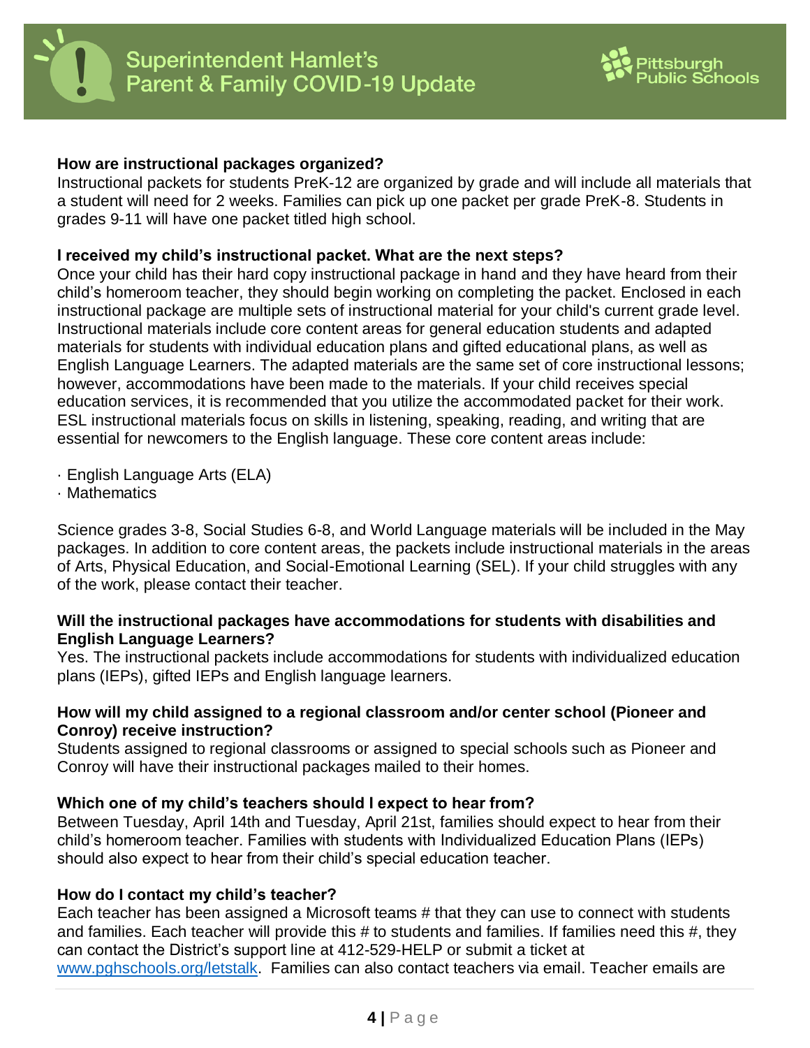### How are instructional packages organized?

Instructional packets for students PreK-12 are organized by grade and will include all materials that a student will need for 2 weeks. Families can pick up one packet per grade PreK-8. Students in grades 9-11 will have one packet titled high school.

### I received my child's instructional packet. What are the next steps?

Once your child has their hard copy instructional package in hand and they have heard from their child's homeroom teacher, they should begin working on completing the packet. Enclosed in each instructional package are multiple sets of instructional material for your child's current grade level. Instructional materials include core content areas for general education students and adapted materials for students with individual education plans and gifted educational plans, as well as English Language Learners. The adapted materials are the same set of core instructional lessons; however, accommodations have been made to the materials. If your child receives special education services, it is recommended that you utilize the accommodated packet for their work. ESL instructional materials focus on skills in listening, speaking, reading, and writing that are essential for newcomers to the English language. These core content areas include:

- English Language Arts (ELA)
- Mathematics

Science grades 3-8, Social Studies 6-8, and World Language materials will be included in the May packages. In addition to core content areas, the packets include instructional materials in the areas of Arts, Physical Education, and Social-Emotional Learning (SEL). If your child struggles with any of the work, please contact their teacher.

### Will the instructional packages have accommodations for students with disabilities and English Language Learners?

Yes. The instructional packets include accommodations for students with individualized education plans (IEPs), gifted IEPs and English language learners.

### How will my child assigned to a regional classroom and/or center school (Pioneer and Conroy) receive instruction?

Students assigned to regional classrooms or assigned to special schools such as Pioneer and Conroy will have their instructional packages mailed to their homes.

### Which one of my child's teachers should I expect to hear from?

Between Tuesday, April 14th and Tuesday, April 21st, families should expect to hear from their child's homeroom teacher. Families with students with Individualized Education Plans (IEPs) should also expect to hear from their child's special education teacher.

### How do I contact my child's teacher?

Each teacher has been assigned a Microsoft teams # that they can use to connect with students and families. Each teacher will provide this # to students and families. If families need this #, they can contact the District's support line at 412-529-HELP or submit a ticket at [www.pghschools.org/letstalk](www.pghschools.org/letstalk). Families can also contact teachers via email. Teacher emails are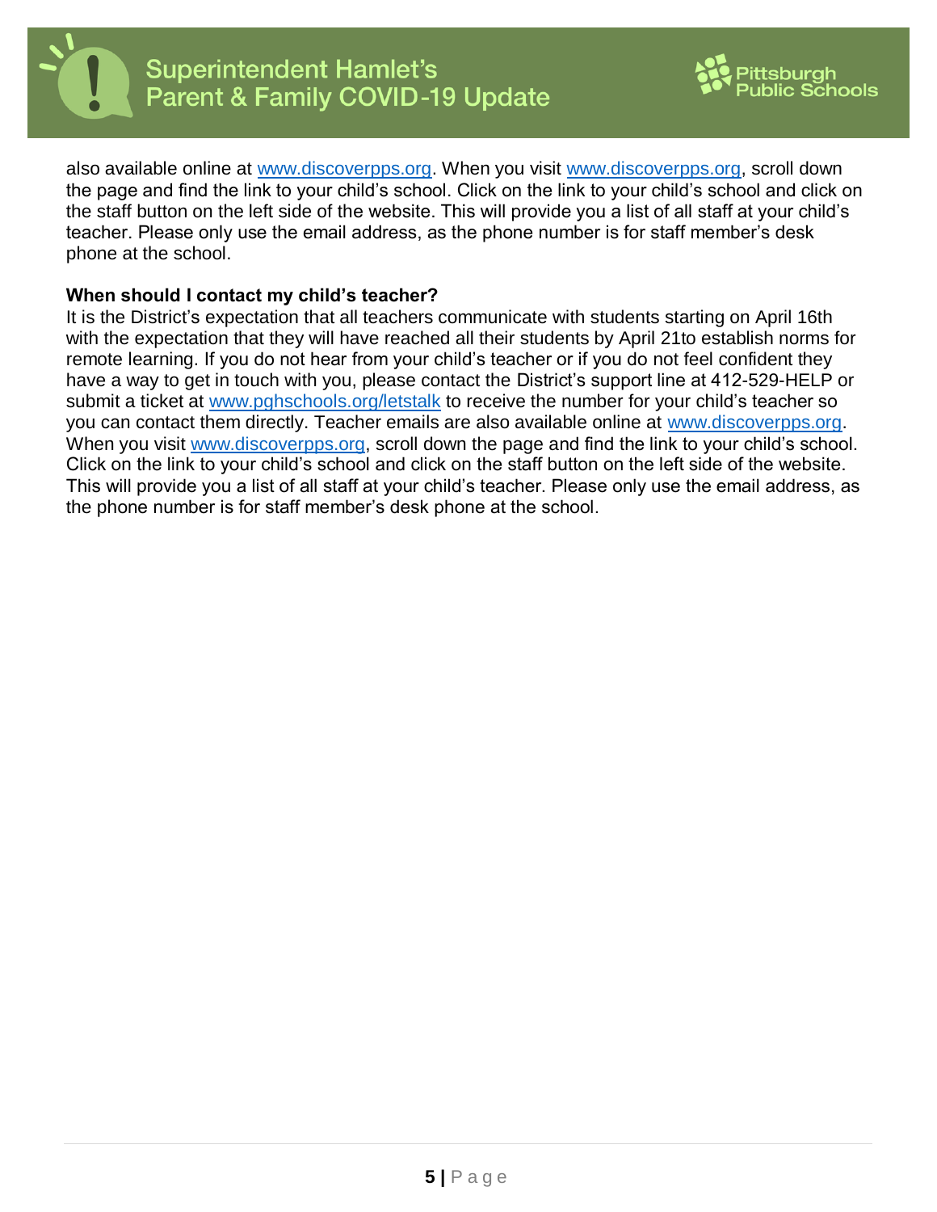also available online at [www.discoverpps.org](http://www.discoverpps.org). When you visit [www.discoverpps.org](http://www.discoverpps.org), scroll down the page and find the link to your child's school. Click on the link to your child's school and click on the staff button on the left side of the website. This will provide you a list of all staff at your child's teacher. Please only use the email address, as the phone number is for staff member's desk phone at the school.

**When should I contact my child's teacher?**

It is the District's expectation that all teachers communicate with students starting on April 16th with the expectation that they will have reached all their students by April 21to establish norms for remote learning. If you do not hear from your child's teacher or if you do not feel confident they have a way to get in touch with you, please contact the District's support line at 412-529-HELP or submit a ticket at [www.pghschools.org/letstalk](http://www.pghschools.org/letstalk) to receive the number for your child's teacher so you can contact them directly. Teacher emails are also available online at [www.discoverpps.org](http://www.discoverpps.org). When you visit [www.discoverpps.org](http://www.discoverpps.org), scroll down the page and find the link to your child's school. Click on the link to your child's school and click on the staff button on the left side of the website. This will provide you a list of all staff at your child's teacher. Please only use the email address, as the phone number is for staff member's desk phone at the school.